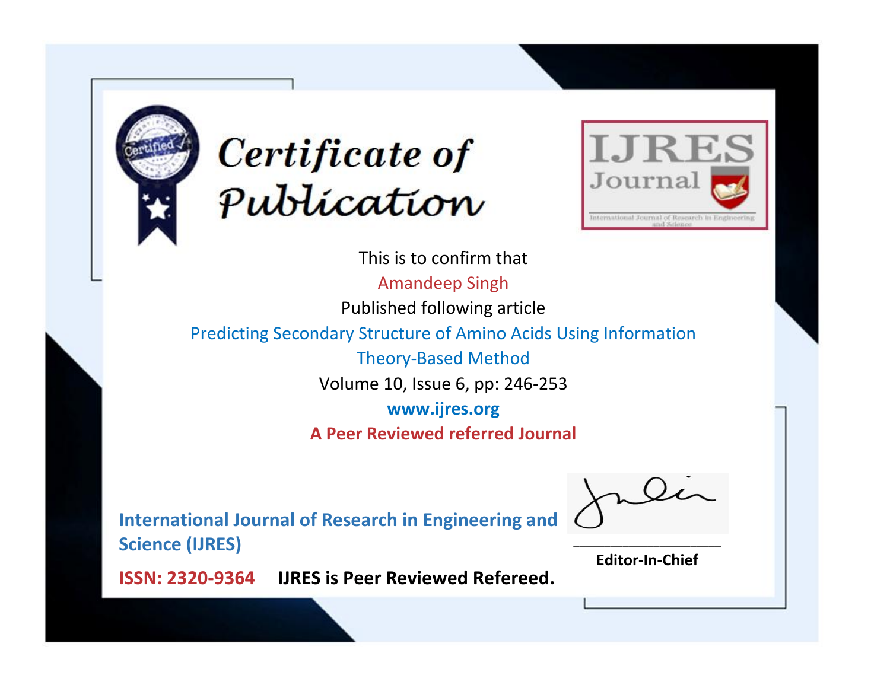# Certificate of Publication

IJRES Journal

International Journal of Research in Engineering and Science

This is to confirm that

Amandeep Singh

Published following article

Predicting Secondary Structure of Amino Acids Using Information Theory-Based Method

Volume 10, Issue 6, pp: 246-253

**www.ijres.org**

**A Peer Reviewed referred Journal**

**International Journal of Research in Engineering and Science (IJRES)**

**ISSN: 2320-9364** **IJRES is Peer Reviewed Refereed.**

**Editor-In-Chief**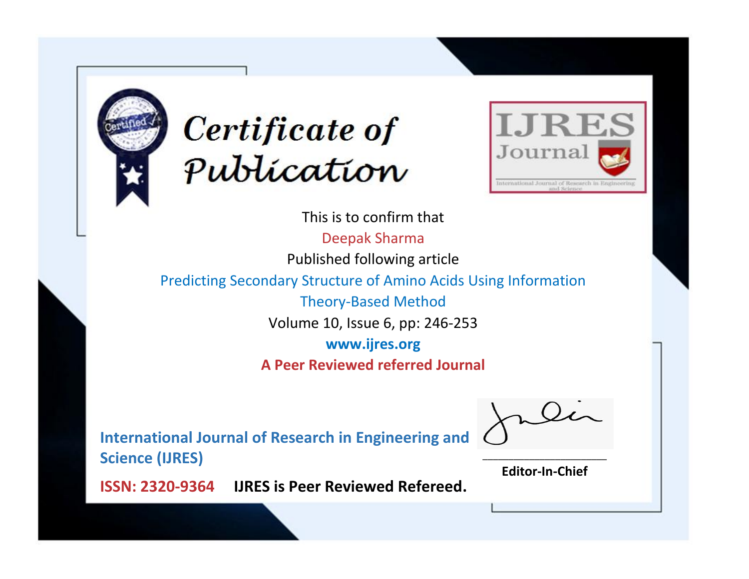# Certificate of Publication

IJRES Journal

International Journal of Research in Engineering and Science

This is to confirm that

Deepak Sharma

Published following article

Predicting Secondary Structure of Amino Acids Using Information Theory-Based Method

Volume 10, Issue 6, pp: 246-253

**www.ijres.org**

**A Peer Reviewed referred Journal**

**International Journal of Research in Engineering and Science (IJRES)**

**ISSN: 2320-9364** **IJRES is Peer Reviewed Refereed.**

**Editor-In-Chief**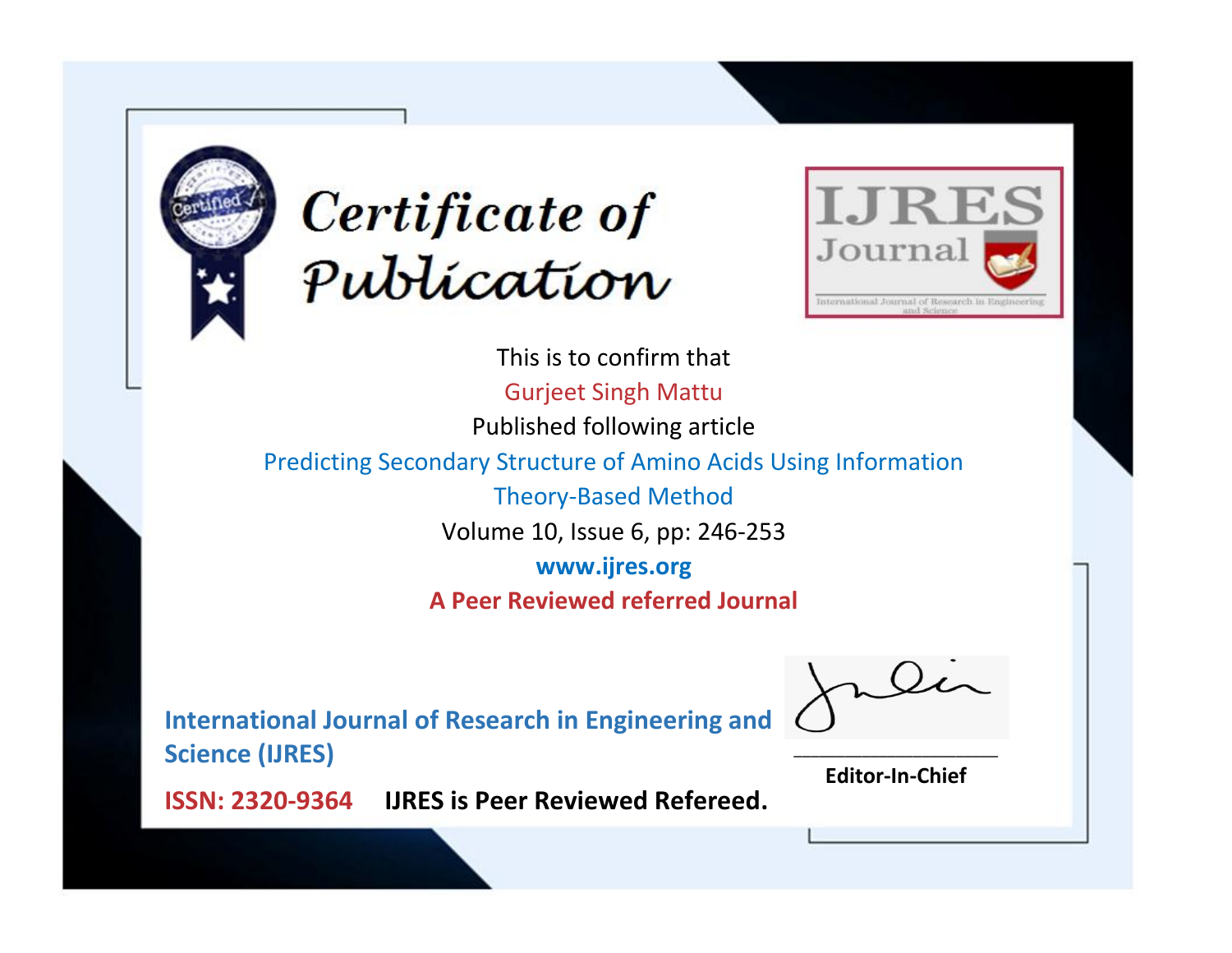# Certificate of Publication

IJRES Journal

International Journal of Research in Engineering and Science

This is to confirm that

Gurjeet Singh Mattu

Published following article

Predicting Secondary Structure of Amino Acids Using Information Theory-Based Method

Volume 10, Issue 6, pp: 246-253

**www.ijres.org**

**A Peer Reviewed referred Journal**

**International Journal of Research in Engineering and Science (IJRES)**

**ISSN: 2320-9364** **IJRES is Peer Reviewed Refereed.**

**Editor-In-Chief**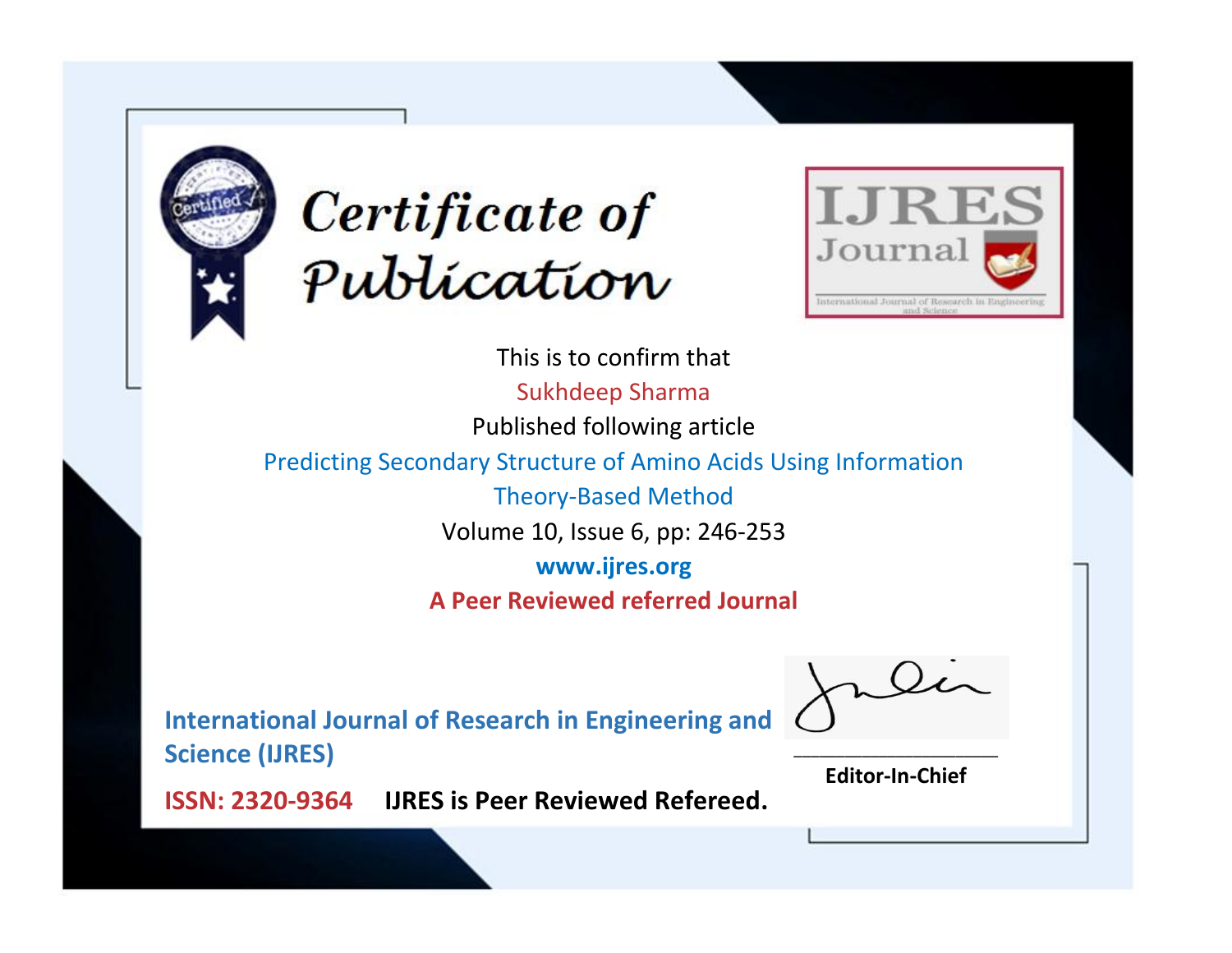# Certificate of Publication

IJRES Journal

International Journal of Research in Engineering and Science

This is to confirm that

Sukhdeep Sharma

Published following article

Predicting Secondary Structure of Amino Acids Using Information Theory-Based Method

Volume 10, Issue 6, pp: 246-253

**www.ijres.org**

**A Peer Reviewed referred Journal**

**International Journal of Research in Engineering and Science (IJRES)**

**ISSN: 2320-9364** **IJRES is Peer Reviewed Refereed.**

**Editor-In-Chief**